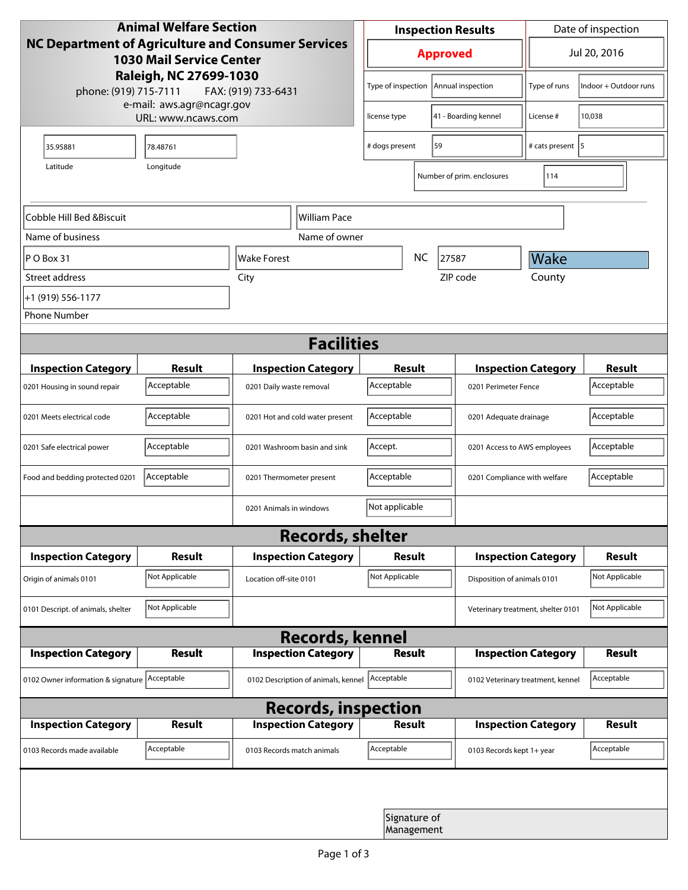**Animal Welfare Section**
**NC Department of Agriculture and Consumer Services**
**1030 Mail Service Center**
**Raleigh, NC 27699-1030**
phone: (919) 715-7111 FAX: (919) 733-6431
e-mail: aws.agr@ncagr.gov
URL: www.ncaws.com

| Inspection Results | Date of inspection |
|---|---|
| **Approved** | Jul 20, 2016 |

| | | | |
|---|---|---|---|
| Type of inspection | Annual inspection | Type of runs | Indoor + Outdoor runs |
| license type | 41 - Boarding kennel | License # | 10,038 |
| # dogs present | 59 | # cats present | 5 |
| Number of prim. enclosures | 114 | | |

| Latitude | Longitude |
|---|---|
| 35.95881 | 78.48761 |

| Name of business | Name of owner |
|---|---|
| Cobble Hill Bed &Biscuit | William Pace |

| Street address | City | State | ZIP code | County |
|---|---|---|---|---|
| P O Box 31 | Wake Forest | NC | 27587 | Wake |

Phone Number: +1 (919) 556-1177

## Facilities

| Inspection Category | Result | Inspection Category | Result | Inspection Category | Result |
|---|---|---|---|---|---|
| 0201 Housing in sound repair | Acceptable | 0201 Daily waste removal | Acceptable | 0201 Perimeter Fence | Acceptable |
| 0201 Meets electrical code | Acceptable | 0201 Hot and cold water present | Acceptable | 0201 Adequate drainage | Acceptable |
| 0201 Safe electrical power | Acceptable | 0201 Washroom basin and sink | Accept. | 0201 Access to AWS employees | Acceptable |
| Food and bedding protected 0201 | Acceptable | 0201 Thermometer present | Acceptable | 0201 Compliance with welfare | Acceptable |
| | | 0201 Animals in windows | Not applicable | | |

## Records, shelter

| Inspection Category | Result | Inspection Category | Result | Inspection Category | Result |
|---|---|---|---|---|---|
| Origin of animals 0101 | Not Applicable | Location off-site 0101 | Not Applicable | Disposition of animals 0101 | Not Applicable |
| 0101 Descript. of animals, shelter | Not Applicable | | | Veterinary treatment, shelter 0101 | Not Applicable |

## Records, kennel

| Inspection Category | Result | Inspection Category | Result | Inspection Category | Result |
|---|---|---|---|---|---|
| 0102 Owner information & signature | Acceptable | 0102 Description of animals, kennel | Acceptable | 0102 Veterinary treatment, kennel | Acceptable |

## Records, inspection

| Inspection Category | Result | Inspection Category | Result | Inspection Category | Result |
|---|---|---|---|---|---|
| 0103 Records made available | Acceptable | 0103 Records match animals | Acceptable | 0103 Records kept 1+ year | Acceptable |

Signature of Management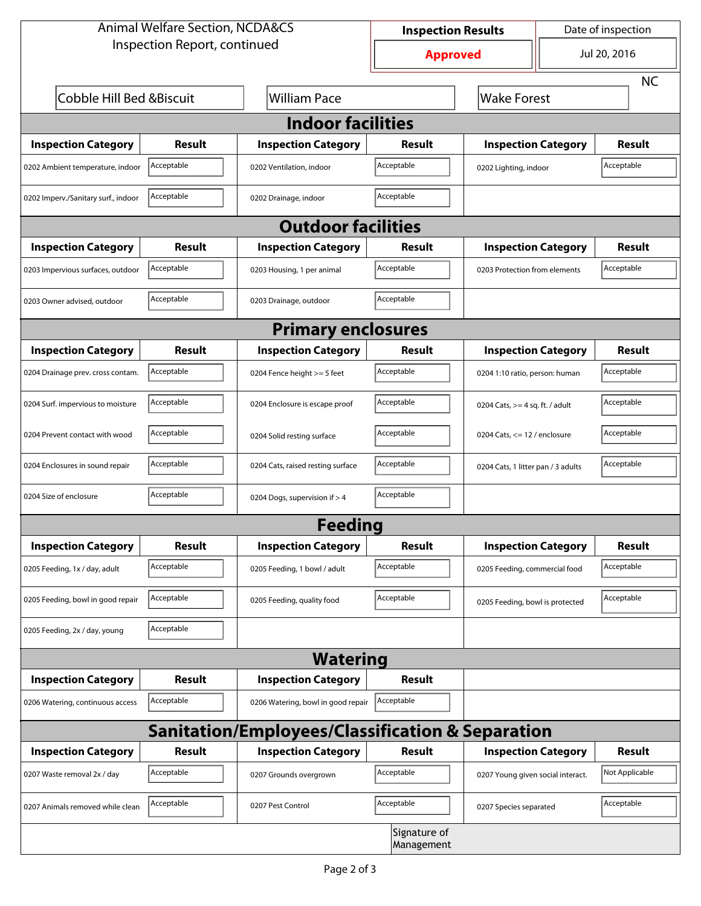Animal Welfare Section, NCDA&CS
Inspection Report, continued

| Inspection Results | Date of inspection |
|---|---|
| **Approved** | Jul 20, 2016 |

| Cobble Hill Bed &Biscuit | William Pace | Wake Forest | NC |
|---|---|---|---|

## Indoor facilities

| Inspection Category | Result | Inspection Category | Result | Inspection Category | Result |
|---|---|---|---|---|---|
| 0202 Ambient temperature, indoor | Acceptable | 0202 Ventilation, indoor | Acceptable | 0202 Lighting, indoor | Acceptable |
| 0202 Imperv./Sanitary surf., indoor | Acceptable | 0202 Drainage, indoor | Acceptable | | |

## Outdoor facilities

| Inspection Category | Result | Inspection Category | Result | Inspection Category | Result |
|---|---|---|---|---|---|
| 0203 Impervious surfaces, outdoor | Acceptable | 0203 Housing, 1 per animal | Acceptable | 0203 Protection from elements | Acceptable |
| 0203 Owner advised, outdoor | Acceptable | 0203 Drainage, outdoor | Acceptable | | |

## Primary enclosures

| Inspection Category | Result | Inspection Category | Result | Inspection Category | Result |
|---|---|---|---|---|---|
| 0204 Drainage prev. cross contam. | Acceptable | 0204 Fence height >= 5 feet | Acceptable | 0204 1:10 ratio, person: human | Acceptable |
| 0204 Surf. impervious to moisture | Acceptable | 0204 Enclosure is escape proof | Acceptable | 0204 Cats, >= 4 sq. ft. / adult | Acceptable |
| 0204 Prevent contact with wood | Acceptable | 0204 Solid resting surface | Acceptable | 0204 Cats, <= 12 / enclosure | Acceptable |
| 0204 Enclosures in sound repair | Acceptable | 0204 Cats, raised resting surface | Acceptable | 0204 Cats, 1 litter pan / 3 adults | Acceptable |
| 0204 Size of enclosure | Acceptable | 0204 Dogs, supervision if > 4 | Acceptable | | |

## Feeding

| Inspection Category | Result | Inspection Category | Result | Inspection Category | Result |
|---|---|---|---|---|---|
| 0205 Feeding, 1x / day, adult | Acceptable | 0205 Feeding, 1 bowl / adult | Acceptable | 0205 Feeding, commercial food | Acceptable |
| 0205 Feeding, bowl in good repair | Acceptable | 0205 Feeding, quality food | Acceptable | 0205 Feeding, bowl is protected | Acceptable |
| 0205 Feeding, 2x / day, young | Acceptable | | | | |

## Watering

| Inspection Category | Result | Inspection Category | Result |
|---|---|---|---|
| 0206 Watering, continuous access | Acceptable | 0206 Watering, bowl in good repair | Acceptable |

## Sanitation/Employees/Classification & Separation

| Inspection Category | Result | Inspection Category | Result | Inspection Category | Result |
|---|---|---|---|---|---|
| 0207 Waste removal 2x / day | Acceptable | 0207 Grounds overgrown | Acceptable | 0207 Young given social interact. | Not Applicable |
| 0207 Animals removed while clean | Acceptable | 0207 Pest Control | Acceptable | 0207 Species separated | Acceptable |

Signature of Management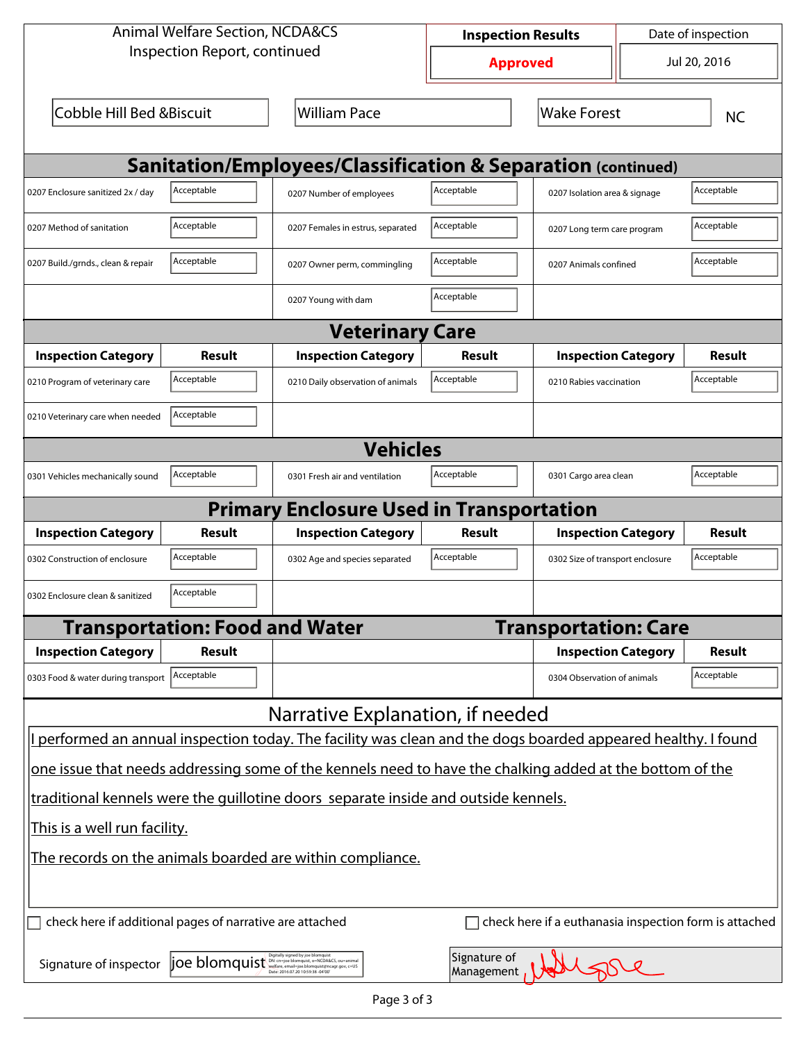Animal Welfare Section, NCDA&CS
Inspection Report, continued

| Inspection Results | Date of inspection |
|---|---|
| Approved | Jul 20, 2016 |

Cobble Hill Bed &Biscuit | William Pace | Wake Forest | NC

## Sanitation/Employees/Classification & Separation (continued)

| | | | | | |
|---|---|---|---|---|---|
| 0207 Enclosure sanitized 2x / day | Acceptable | 0207 Number of employees | Acceptable | 0207 Isolation area & signage | Acceptable |
| 0207 Method of sanitation | Acceptable | 0207 Females in estrus, separated | Acceptable | 0207 Long term care program | Acceptable |
| 0207 Build./grnds., clean & repair | Acceptable | 0207 Owner perm, commingling | Acceptable | 0207 Animals confined | Acceptable |
| | | 0207 Young with dam | Acceptable | | |

## Veterinary Care

| Inspection Category | Result | Inspection Category | Result | Inspection Category | Result |
|---|---|---|---|---|---|
| 0210 Program of veterinary care | Acceptable | 0210 Daily observation of animals | Acceptable | 0210 Rabies vaccination | Acceptable |
| 0210 Veterinary care when needed | Acceptable | | | | |

## Vehicles

| | | | | | |
|---|---|---|---|---|---|
| 0301 Vehicles mechanically sound | Acceptable | 0301 Fresh air and ventilation | Acceptable | 0301 Cargo area clean | Acceptable |

## Primary Enclosure Used in Transportation

| Inspection Category | Result | Inspection Category | Result | Inspection Category | Result |
|---|---|---|---|---|---|
| 0302 Construction of enclosure | Acceptable | 0302 Age and species separated | Acceptable | 0302 Size of transport enclosure | Acceptable |
| 0302 Enclosure clean & sanitized | Acceptable | | | | |

## Transportation: Food and Water

| Inspection Category | Result |
|---|---|
| 0303 Food & water during transport | Acceptable |

## Transportation: Care

| Inspection Category | Result |
|---|---|
| 0304 Observation of animals | Acceptable |

## Narrative Explanation, if needed

I performed an annual inspection today. The facility was clean and the dogs boarded appeared healthy. I found one issue that needs addressing some of the kennels need to have the chalking added at the bottom of the traditional kennels were the guillotine doors separate inside and outside kennels.

This is a well run facility.

The records on the animals boarded are within compliance.

☐ check here if additional pages of narrative are attached

☐ check here if a euthanasia inspection form is attached

Signature of inspector: joe blomquist (Digitally signed by joe blomquist DN: cn=joe blomquist, o=NCDA&CS, ou=animal welfare, email=joe.blomquist@ncagr.gov, c=US Date: 2016.07.20 10:59:38 -04'00')

Signature of Management: [signature]